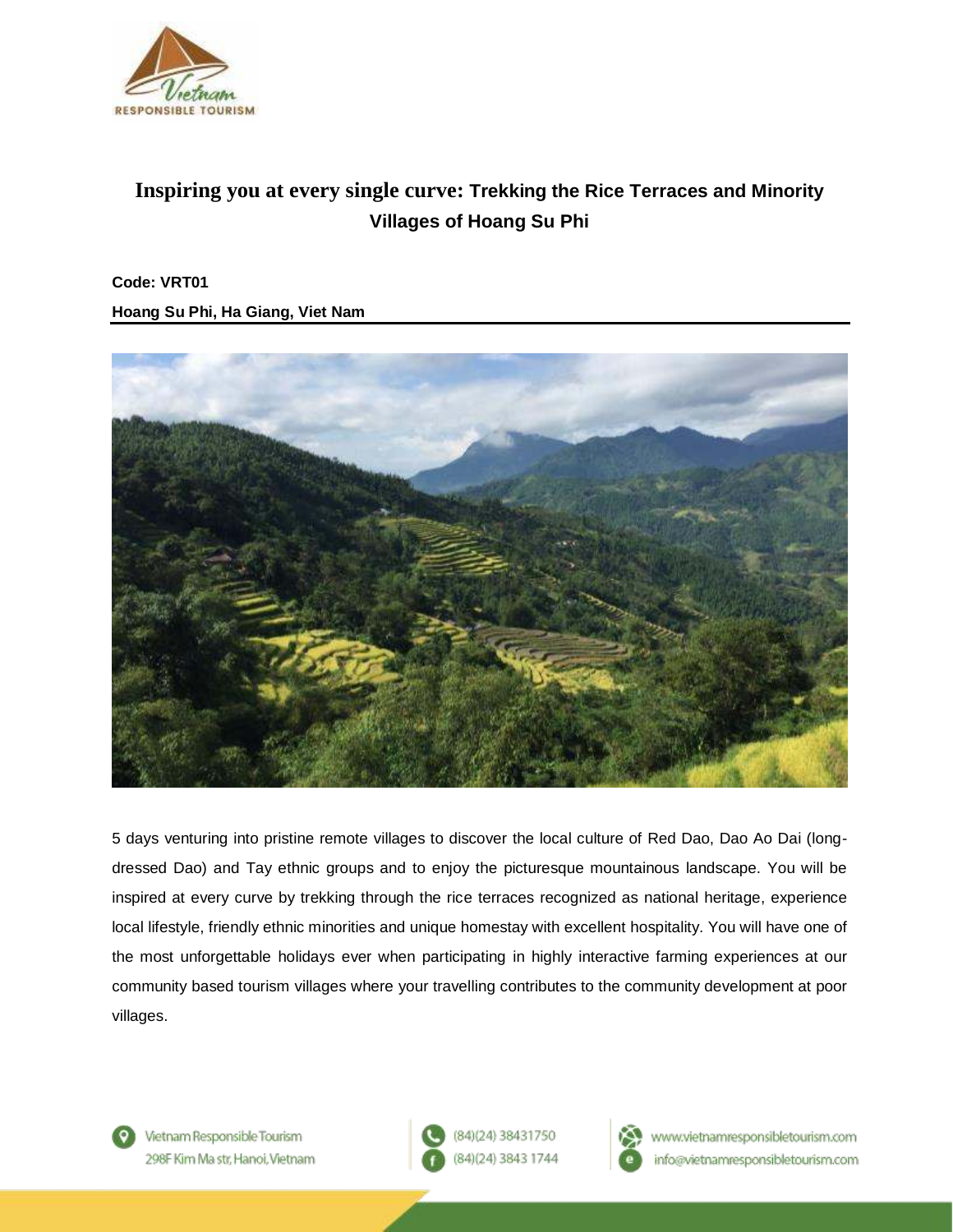# Inspiring you at every single curve: Trekking the Rice Terraces and Minority Villages of Hoang Su Phi

**Code: VRT01**

**Hoang Su Phi, Ha Giang, Viet Nam**

5 days venturing into pristine remote villages to discover the local culture of Red Dao, Dao Ao Dai (long-dressed Dao) and Tay ethnic groups and to enjoy the picturesque mountainous landscape. You will be inspired at every curve by trekking through the rice terraces recognized as national heritage, experience local lifestyle, friendly ethnic minorities and unique homestay with excellent hospitality. You will have one of the most unforgettable holidays ever when participating in highly interactive farming experiences at our community based tourism villages where your travelling contributes to the community development at poor villages.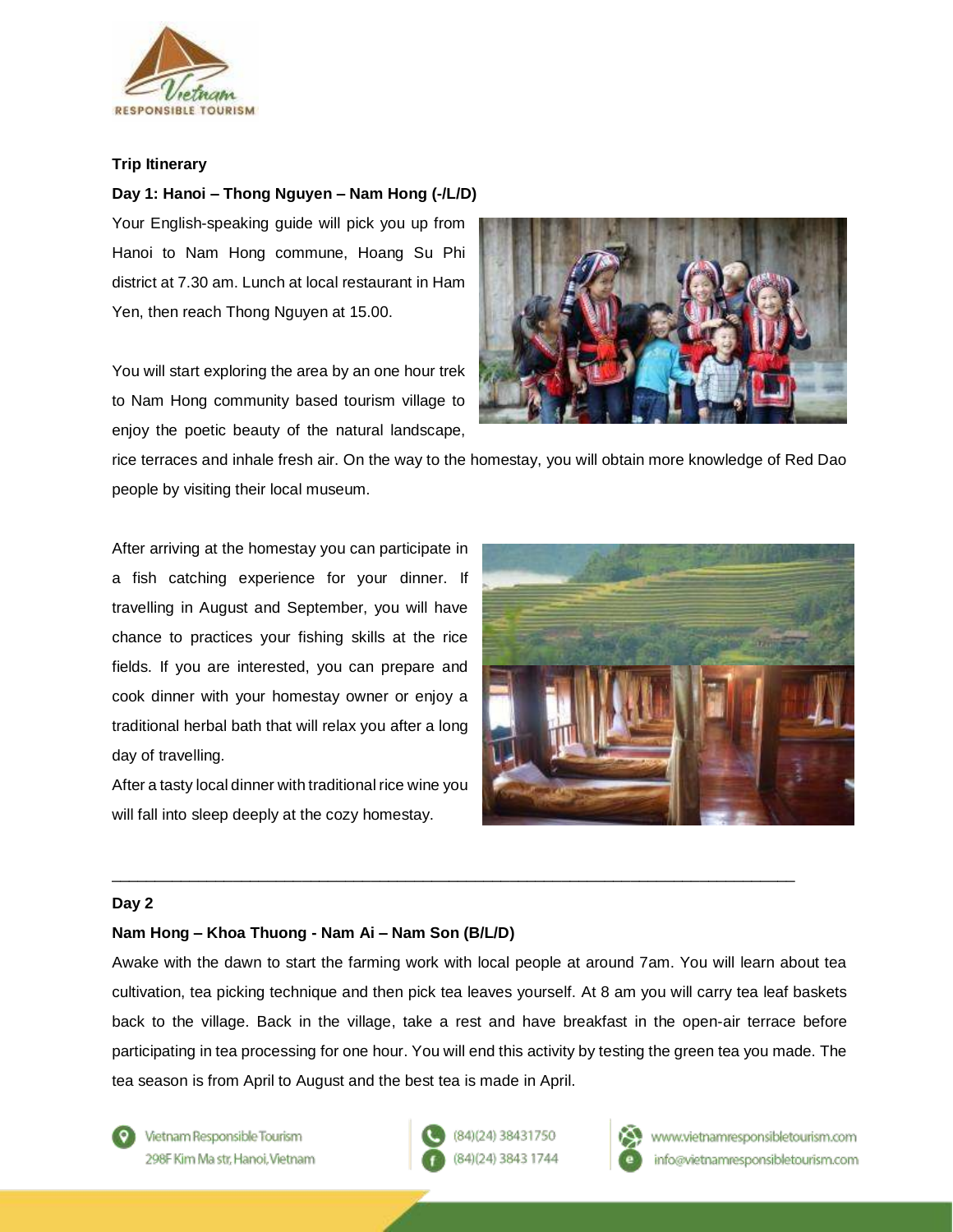**Trip Itinerary**

**Day 1: Hanoi – Thong Nguyen – Nam Hong (-/L/D)**

Your English-speaking guide will pick you up from Hanoi to Nam Hong commune, Hoang Su Phi district at 7.30 am. Lunch at local restaurant in Ham Yen, then reach Thong Nguyen at 15.00.

You will start exploring the area by an one hour trek to Nam Hong community based tourism village to enjoy the poetic beauty of the natural landscape, rice terraces and inhale fresh air. On the way to the homestay, you will obtain more knowledge of Red Dao people by visiting their local museum.

After arriving at the homestay you can participate in a fish catching experience for your dinner. If travelling in August and September, you will have chance to practices your fishing skills at the rice fields. If you are interested, you can prepare and cook dinner with your homestay owner or enjoy a traditional herbal bath that will relax you after a long day of travelling.

After a tasty local dinner with traditional rice wine you will fall into sleep deeply at the cozy homestay.

---

**Day 2**

**Nam Hong – Khoa Thuong - Nam Ai – Nam Son (B/L/D)**

Awake with the dawn to start the farming work with local people at around 7am. You will learn about tea cultivation, tea picking technique and then pick tea leaves yourself. At 8 am you will carry tea leaf baskets back to the village. Back in the village, take a rest and have breakfast in the open-air terrace before participating in tea processing for one hour. You will end this activity by testing the green tea you made. The tea season is from April to August and the best tea is made in April.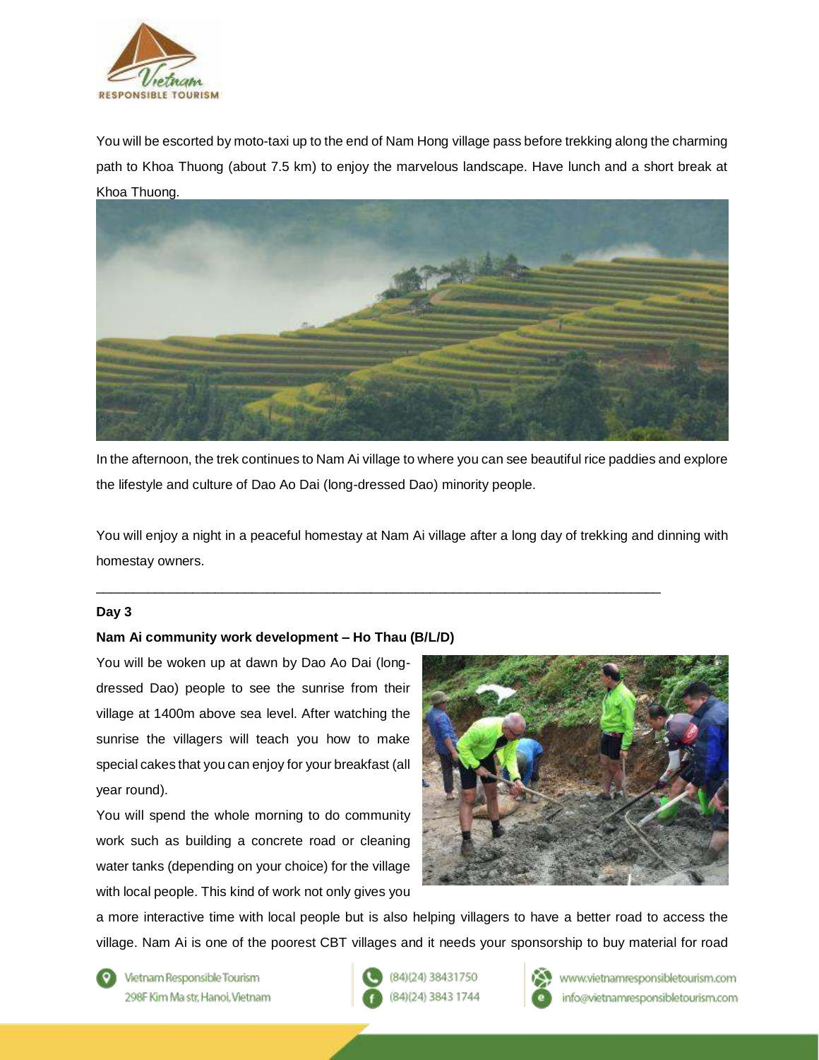You will be escorted by moto-taxi up to the end of Nam Hong village pass before trekking along the charming path to Khoa Thuong (about 7.5 km) to enjoy the marvelous landscape. Have lunch and a short break at Khoa Thuong.

In the afternoon, the trek continues to Nam Ai village to where you can see beautiful rice paddies and explore the lifestyle and culture of Dao Ao Dai (long-dressed Dao) minority people.

You will enjoy a night in a peaceful homestay at Nam Ai village after a long day of trekking and dinning with homestay owners.

---

**Day 3**

**Nam Ai community work development – Ho Thau (B/L/D)**

You will be woken up at dawn by Dao Ao Dai (long-dressed Dao) people to see the sunrise from their village at 1400m above sea level. After watching the sunrise the villagers will teach you how to make special cakes that you can enjoy for your breakfast (all year round).

You will spend the whole morning to do community work such as building a concrete road or cleaning water tanks (depending on your choice) for the village with local people. This kind of work not only gives you a more interactive time with local people but is also helping villagers to have a better road to access the village. Nam Ai is one of the poorest CBT villages and it needs your sponsorship to buy material for road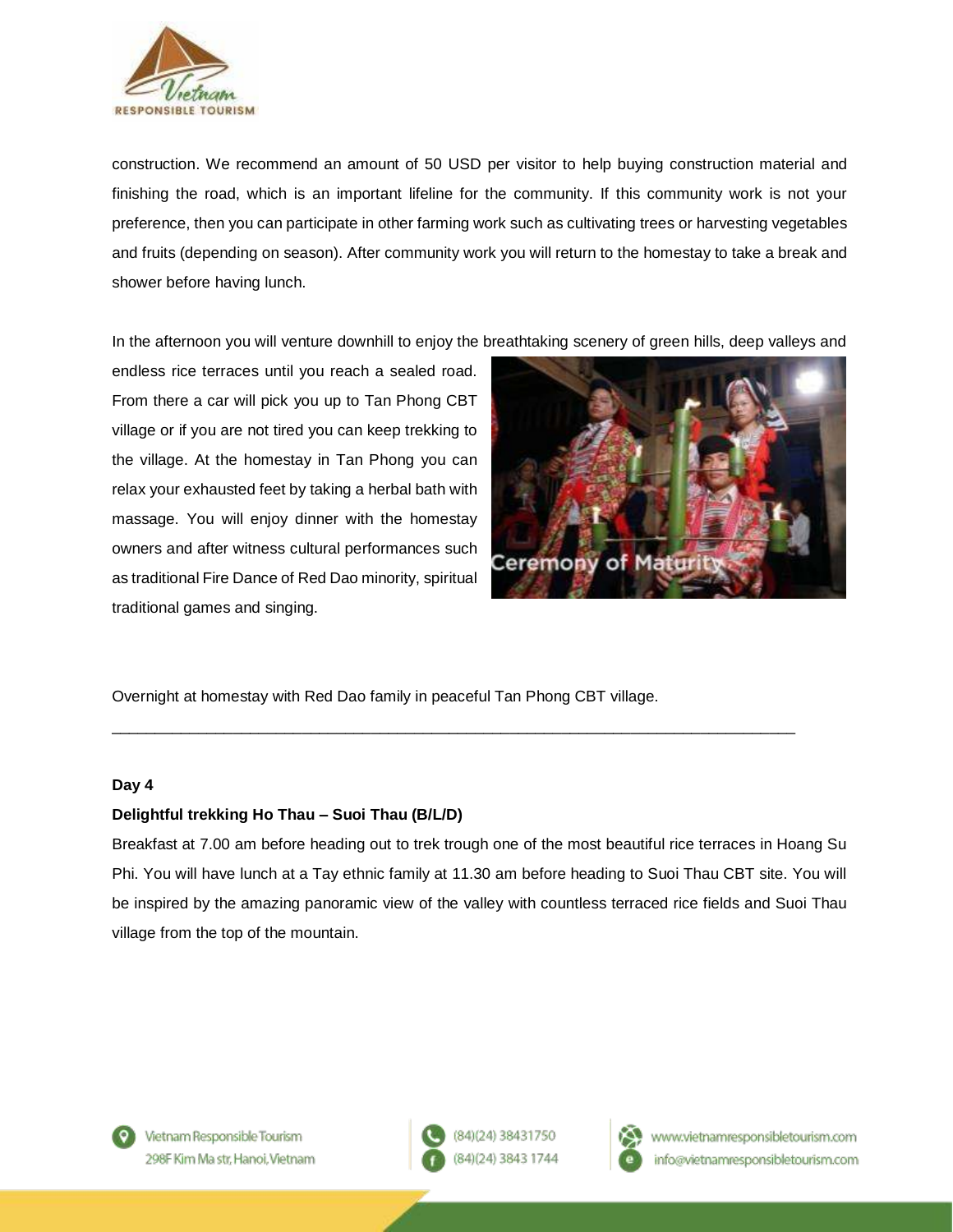construction. We recommend an amount of 50 USD per visitor to help buying construction material and finishing the road, which is an important lifeline for the community. If this community work is not your preference, then you can participate in other farming work such as cultivating trees or harvesting vegetables and fruits (depending on season). After community work you will return to the homestay to take a break and shower before having lunch.

In the afternoon you will venture downhill to enjoy the breathtaking scenery of green hills, deep valleys and endless rice terraces until you reach a sealed road. From there a car will pick you up to Tan Phong CBT village or if you are not tired you can keep trekking to the village. At the homestay in Tan Phong you can relax your exhausted feet by taking a herbal bath with massage. You will enjoy dinner with the homestay owners and after witness cultural performances such as traditional Fire Dance of Red Dao minority, spiritual traditional games and singing.

Ceremony of Maturity

Overnight at homestay with Red Dao family in peaceful Tan Phong CBT village.

---

**Day 4**

**Delightful trekking Ho Thau – Suoi Thau (B/L/D)**

Breakfast at 7.00 am before heading out to trek trough one of the most beautiful rice terraces in Hoang Su Phi. You will have lunch at a Tay ethnic family at 11.30 am before heading to Suoi Thau CBT site. You will be inspired by the amazing panoramic view of the valley with countless terraced rice fields and Suoi Thau village from the top of the mountain.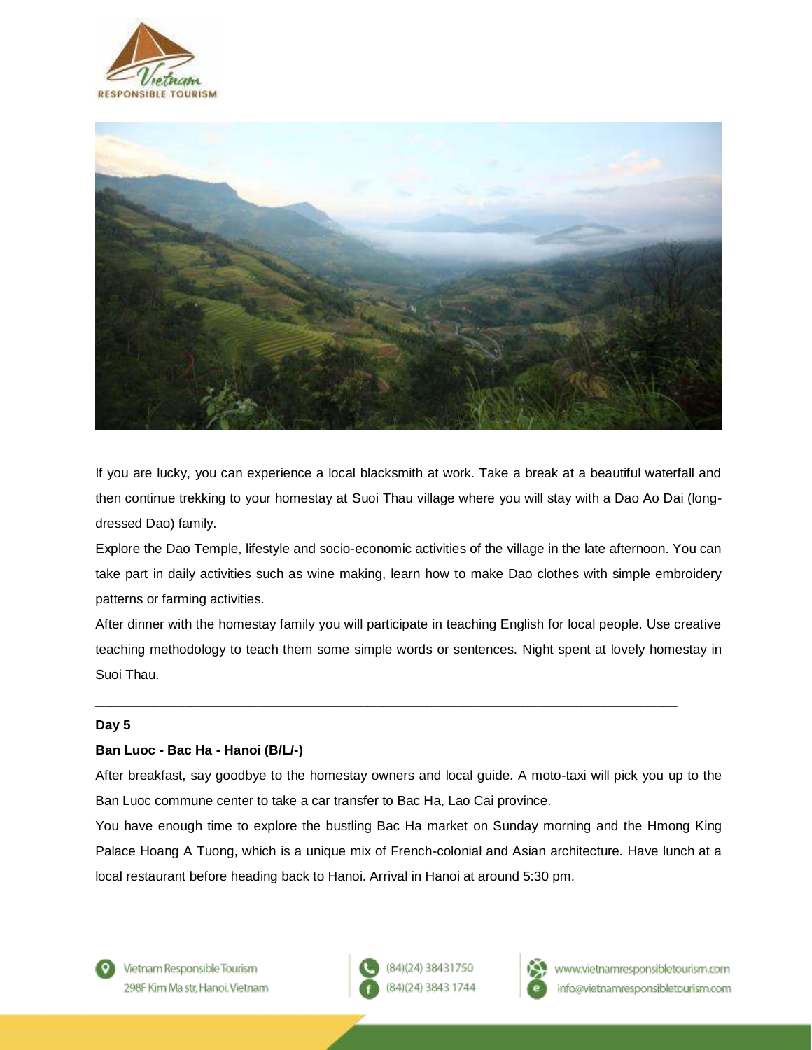If you are lucky, you can experience a local blacksmith at work. Take a break at a beautiful waterfall and then continue trekking to your homestay at Suoi Thau village where you will stay with a Dao Ao Dai (long-dressed Dao) family.

Explore the Dao Temple, lifestyle and socio-economic activities of the village in the late afternoon. You can take part in daily activities such as wine making, learn how to make Dao clothes with simple embroidery patterns or farming activities.

After dinner with the homestay family you will participate in teaching English for local people. Use creative teaching methodology to teach them some simple words or sentences. Night spent at lovely homestay in Suoi Thau.

---

**Day 5**

**Ban Luoc - Bac Ha - Hanoi (B/L/-)**

After breakfast, say goodbye to the homestay owners and local guide. A moto-taxi will pick you up to the Ban Luoc commune center to take a car transfer to Bac Ha, Lao Cai province.

You have enough time to explore the bustling Bac Ha market on Sunday morning and the Hmong King Palace Hoang A Tuong, which is a unique mix of French-colonial and Asian architecture. Have lunch at a local restaurant before heading back to Hanoi. Arrival in Hanoi at around 5:30 pm.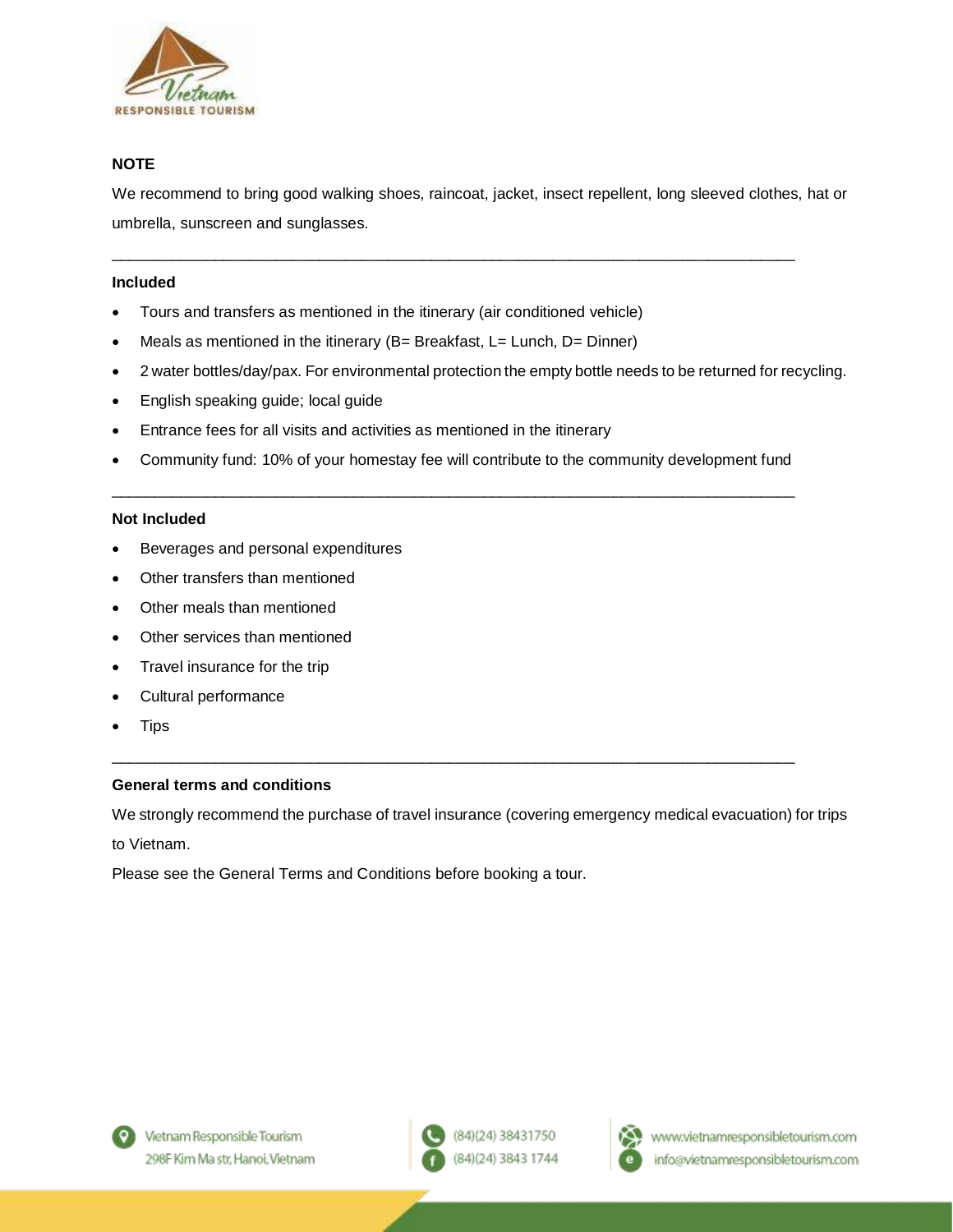**NOTE**

We recommend to bring good walking shoes, raincoat, jacket, insect repellent, long sleeved clothes, hat or umbrella, sunscreen and sunglasses.

---

**Included**

- Tours and transfers as mentioned in the itinerary (air conditioned vehicle)
- Meals as mentioned in the itinerary (B= Breakfast, L= Lunch, D= Dinner)
- 2 water bottles/day/pax. For environmental protection the empty bottle needs to be returned for recycling.
- English speaking guide; local guide
- Entrance fees for all visits and activities as mentioned in the itinerary
- Community fund: 10% of your homestay fee will contribute to the community development fund

---

**Not Included**

- Beverages and personal expenditures
- Other transfers than mentioned
- Other meals than mentioned
- Other services than mentioned
- Travel insurance for the trip
- Cultural performance
- Tips

---

**General terms and conditions**

We strongly recommend the purchase of travel insurance (covering emergency medical evacuation) for trips to Vietnam.

Please see the General Terms and Conditions before booking a tour.